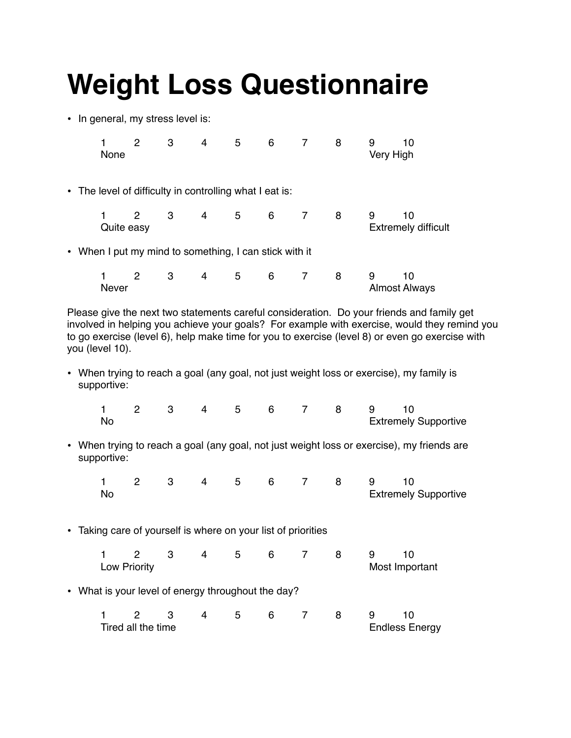# Weight Loss Questionnaire

- In general, my stress level is:

  1 2 3 4 5 6 7 8 9 10
  None — Very High

- The level of difficulty in controlling what I eat is:

  1 2 3 4 5 6 7 8 9 10
  Quite easy — Extremely difficult

- When I put my mind to something, I can stick with it

  1 2 3 4 5 6 7 8 9 10
  Never — Almost Always

Please give the next two statements careful consideration. Do your friends and family get involved in helping you achieve your goals? For example with exercise, would they remind you to go exercise (level 6), help make time for you to exercise (level 8) or even go exercise with you (level 10).

- When trying to reach a goal (any goal, not just weight loss or exercise), my family is supportive:

  1 2 3 4 5 6 7 8 9 10
  No — Extremely Supportive

- When trying to reach a goal (any goal, not just weight loss or exercise), my friends are supportive:

  1 2 3 4 5 6 7 8 9 10
  No — Extremely Supportive

- Taking care of yourself is where on your list of priorities

  1 2 3 4 5 6 7 8 9 10
  Low Priority — Most Important

- What is your level of energy throughout the day?

  1 2 3 4 5 6 7 8 9 10
  Tired all the time — Endless Energy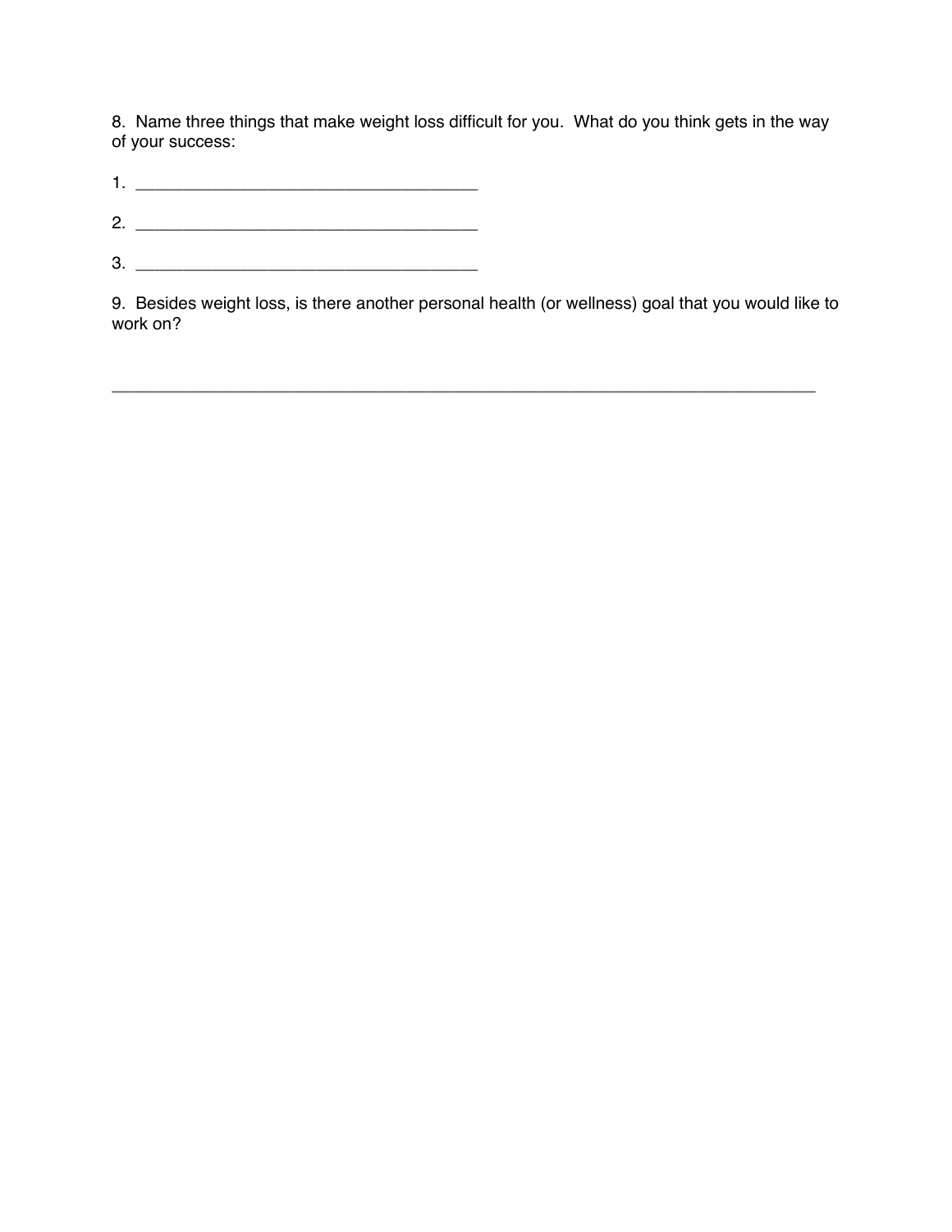8. Name three things that make weight loss difficult for you. What do you think gets in the way of your success:

1. ___________________________________

2. ___________________________________

3. ___________________________________

9. Besides weight loss, is there another personal health (or wellness) goal that you would like to work on?

_______________________________________________________________________